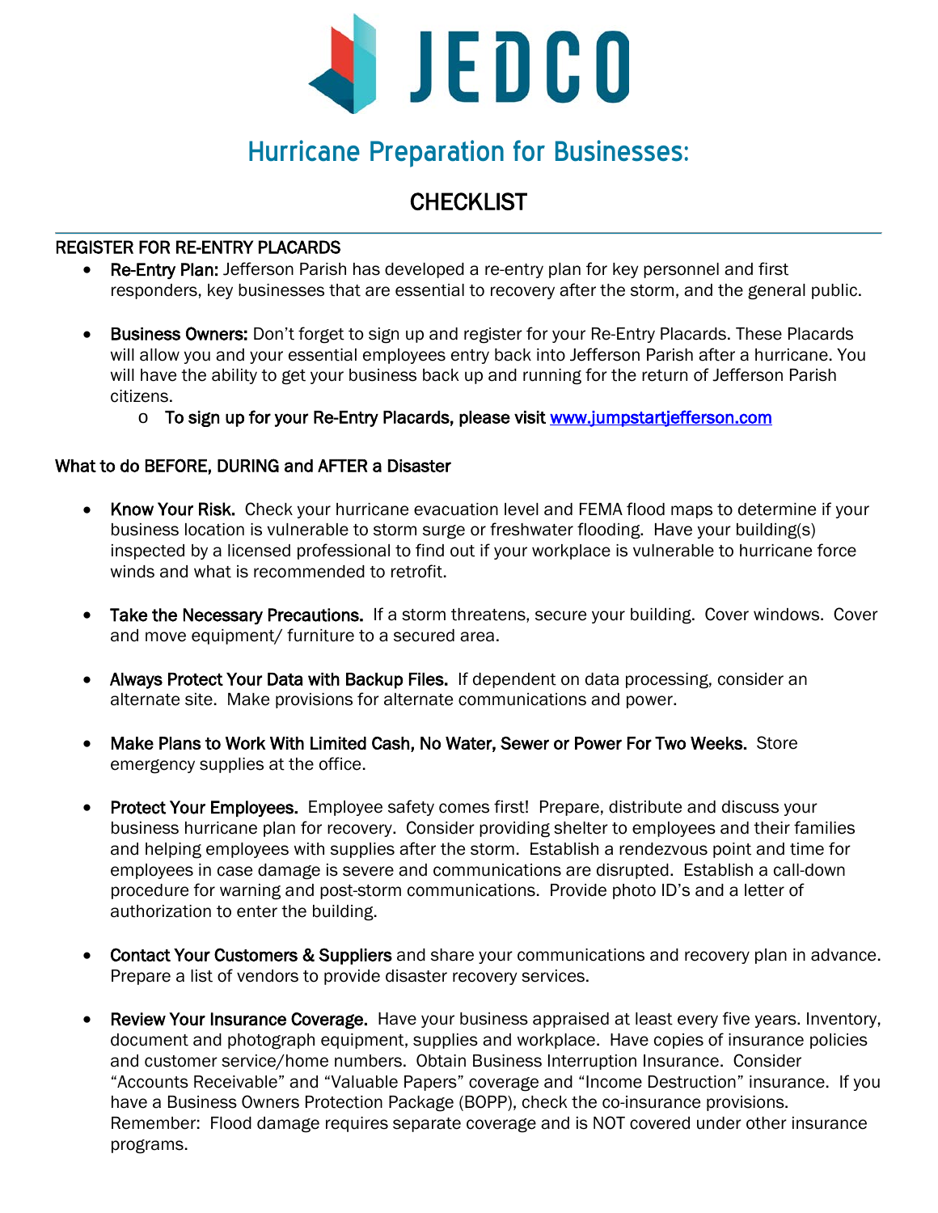# JEDCO

## Hurricane Preparation for Businesses:

## CHECKLIST

### REGISTER FOR RE-ENTRY PLACARDS

- **Re-Entry Plan:** Jefferson Parish has developed a re-entry plan for key personnel and first responders, key businesses that are essential to recovery after the storm, and the general public.
- **Business Owners:** Don't forget to sign up and register for your Re-Entry Placards. These Placards will allow you and your essential employees entry back into Jefferson Parish after a hurricane. You will have the ability to get your business back up and running for the return of Jefferson Parish citizens.
  - To sign up for your Re-Entry Placards, please visit [www.jumpstartjefferson.com](http://www.jumpstartjefferson.com)

### What to do BEFORE, DURING and AFTER a Disaster

- **Know Your Risk.** Check your hurricane evacuation level and FEMA flood maps to determine if your business location is vulnerable to storm surge or freshwater flooding. Have your building(s) inspected by a licensed professional to find out if your workplace is vulnerable to hurricane force winds and what is recommended to retrofit.
- **Take the Necessary Precautions.** If a storm threatens, secure your building. Cover windows. Cover and move equipment/ furniture to a secured area.
- **Always Protect Your Data with Backup Files.** If dependent on data processing, consider an alternate site. Make provisions for alternate communications and power.
- **Make Plans to Work With Limited Cash, No Water, Sewer or Power For Two Weeks.** Store emergency supplies at the office.
- **Protect Your Employees.** Employee safety comes first! Prepare, distribute and discuss your business hurricane plan for recovery. Consider providing shelter to employees and their families and helping employees with supplies after the storm. Establish a rendezvous point and time for employees in case damage is severe and communications are disrupted. Establish a call-down procedure for warning and post-storm communications. Provide photo ID's and a letter of authorization to enter the building.
- **Contact Your Customers & Suppliers** and share your communications and recovery plan in advance. Prepare a list of vendors to provide disaster recovery services.
- **Review Your Insurance Coverage.** Have your business appraised at least every five years. Inventory, document and photograph equipment, supplies and workplace. Have copies of insurance policies and customer service/home numbers. Obtain Business Interruption Insurance. Consider "Accounts Receivable" and "Valuable Papers" coverage and "Income Destruction" insurance. If you have a Business Owners Protection Package (BOPP), check the co-insurance provisions. Remember: Flood damage requires separate coverage and is NOT covered under other insurance programs.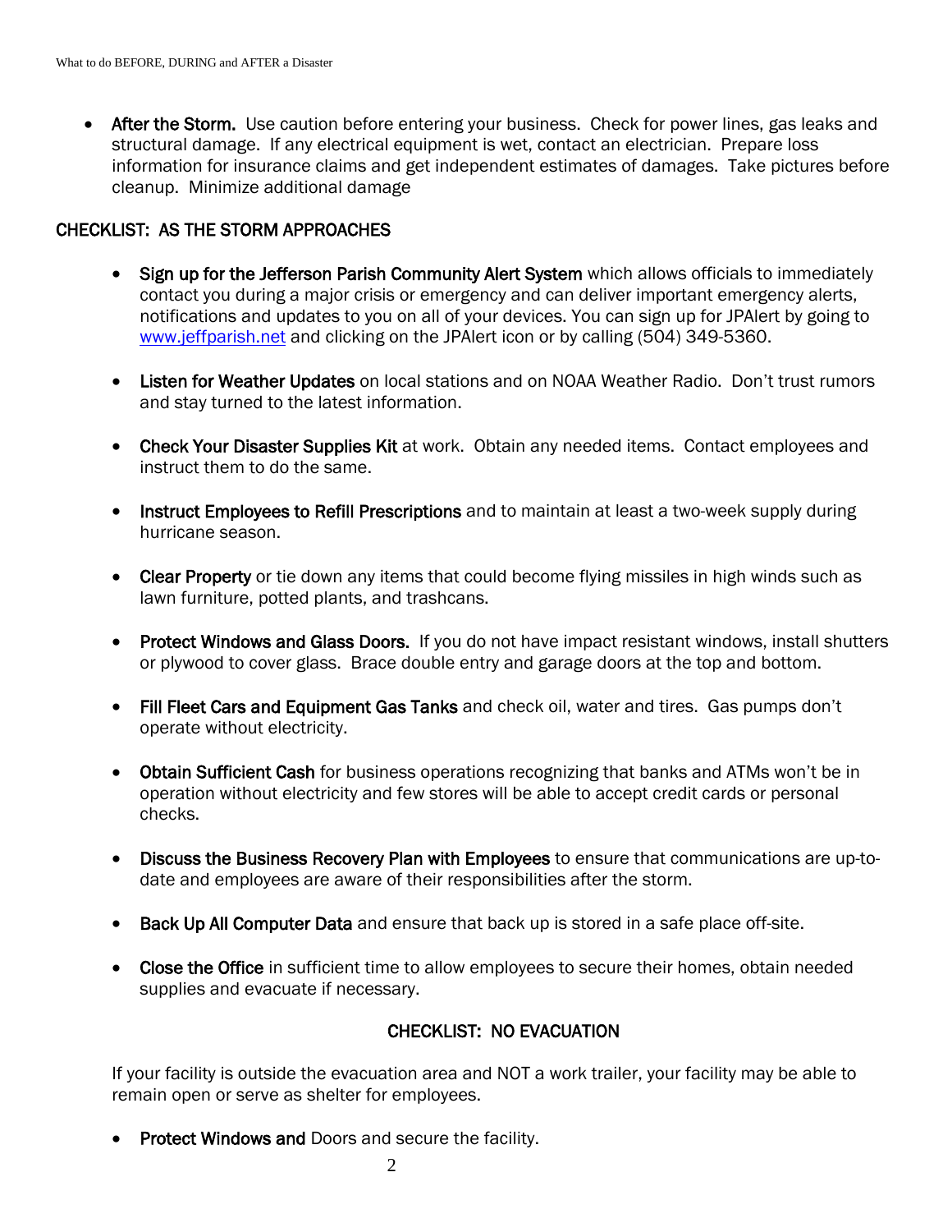- **After the Storm.** Use caution before entering your business. Check for power lines, gas leaks and structural damage. If any electrical equipment is wet, contact an electrician. Prepare loss information for insurance claims and get independent estimates of damages. Take pictures before cleanup. Minimize additional damage

## CHECKLIST: AS THE STORM APPROACHES

- **Sign up for the Jefferson Parish Community Alert System** which allows officials to immediately contact you during a major crisis or emergency and can deliver important emergency alerts, notifications and updates to you on all of your devices. You can sign up for JPAlert by going to [www.jeffparish.net](http://www.jeffparish.net) and clicking on the JPAlert icon or by calling (504) 349-5360.

- **Listen for Weather Updates** on local stations and on NOAA Weather Radio. Don't trust rumors and stay turned to the latest information.

- **Check Your Disaster Supplies Kit** at work. Obtain any needed items. Contact employees and instruct them to do the same.

- **Instruct Employees to Refill Prescriptions** and to maintain at least a two-week supply during hurricane season.

- **Clear Property** or tie down any items that could become flying missiles in high winds such as lawn furniture, potted plants, and trashcans.

- **Protect Windows and Glass Doors.** If you do not have impact resistant windows, install shutters or plywood to cover glass. Brace double entry and garage doors at the top and bottom.

- **Fill Fleet Cars and Equipment Gas Tanks** and check oil, water and tires. Gas pumps don't operate without electricity.

- **Obtain Sufficient Cash** for business operations recognizing that banks and ATMs won't be in operation without electricity and few stores will be able to accept credit cards or personal checks.

- **Discuss the Business Recovery Plan with Employees** to ensure that communications are up-to-date and employees are aware of their responsibilities after the storm.

- **Back Up All Computer Data** and ensure that back up is stored in a safe place off-site.

- **Close the Office** in sufficient time to allow employees to secure their homes, obtain needed supplies and evacuate if necessary.

## CHECKLIST: NO EVACUATION

If your facility is outside the evacuation area and NOT a work trailer, your facility may be able to remain open or serve as shelter for employees.

- **Protect Windows and** Doors and secure the facility.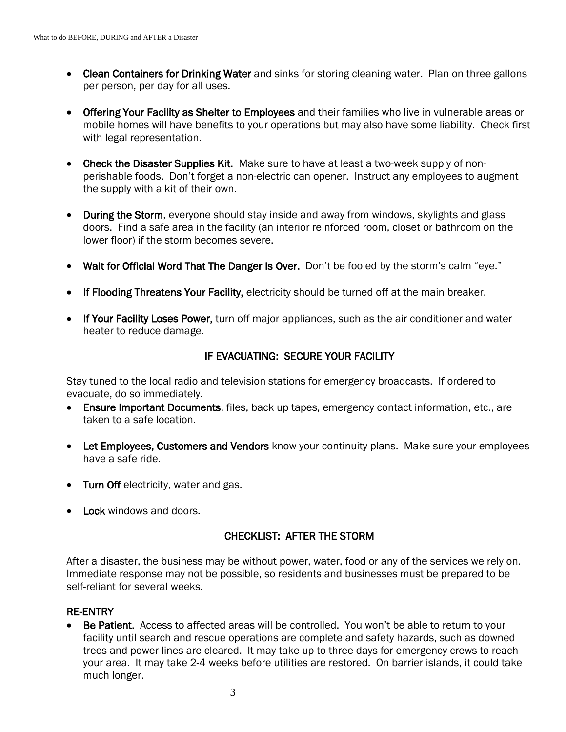- **Clean Containers for Drinking Water** and sinks for storing cleaning water. Plan on three gallons per person, per day for all uses.

- **Offering Your Facility as Shelter to Employees** and their families who live in vulnerable areas or mobile homes will have benefits to your operations but may also have some liability. Check first with legal representation.

- **Check the Disaster Supplies Kit.** Make sure to have at least a two-week supply of non-perishable foods. Don't forget a non-electric can opener. Instruct any employees to augment the supply with a kit of their own.

- **During the Storm**, everyone should stay inside and away from windows, skylights and glass doors. Find a safe area in the facility (an interior reinforced room, closet or bathroom on the lower floor) if the storm becomes severe.

- **Wait for Official Word That The Danger Is Over.** Don't be fooled by the storm's calm "eye."

- **If Flooding Threatens Your Facility,** electricity should be turned off at the main breaker.

- **If Your Facility Loses Power,** turn off major appliances, such as the air conditioner and water heater to reduce damage.

## IF EVACUATING: SECURE YOUR FACILITY

Stay tuned to the local radio and television stations for emergency broadcasts. If ordered to evacuate, do so immediately.

- **Ensure Important Documents**, files, back up tapes, emergency contact information, etc., are taken to a safe location.

- **Let Employees, Customers and Vendors** know your continuity plans. Make sure your employees have a safe ride.

- **Turn Off** electricity, water and gas.

- **Lock** windows and doors.

## CHECKLIST: AFTER THE STORM

After a disaster, the business may be without power, water, food or any of the services we rely on. Immediate response may not be possible, so residents and businesses must be prepared to be self-reliant for several weeks.

### RE-ENTRY

- **Be Patient**. Access to affected areas will be controlled. You won't be able to return to your facility until search and rescue operations are complete and safety hazards, such as downed trees and power lines are cleared. It may take up to three days for emergency crews to reach your area. It may take 2-4 weeks before utilities are restored. On barrier islands, it could take much longer.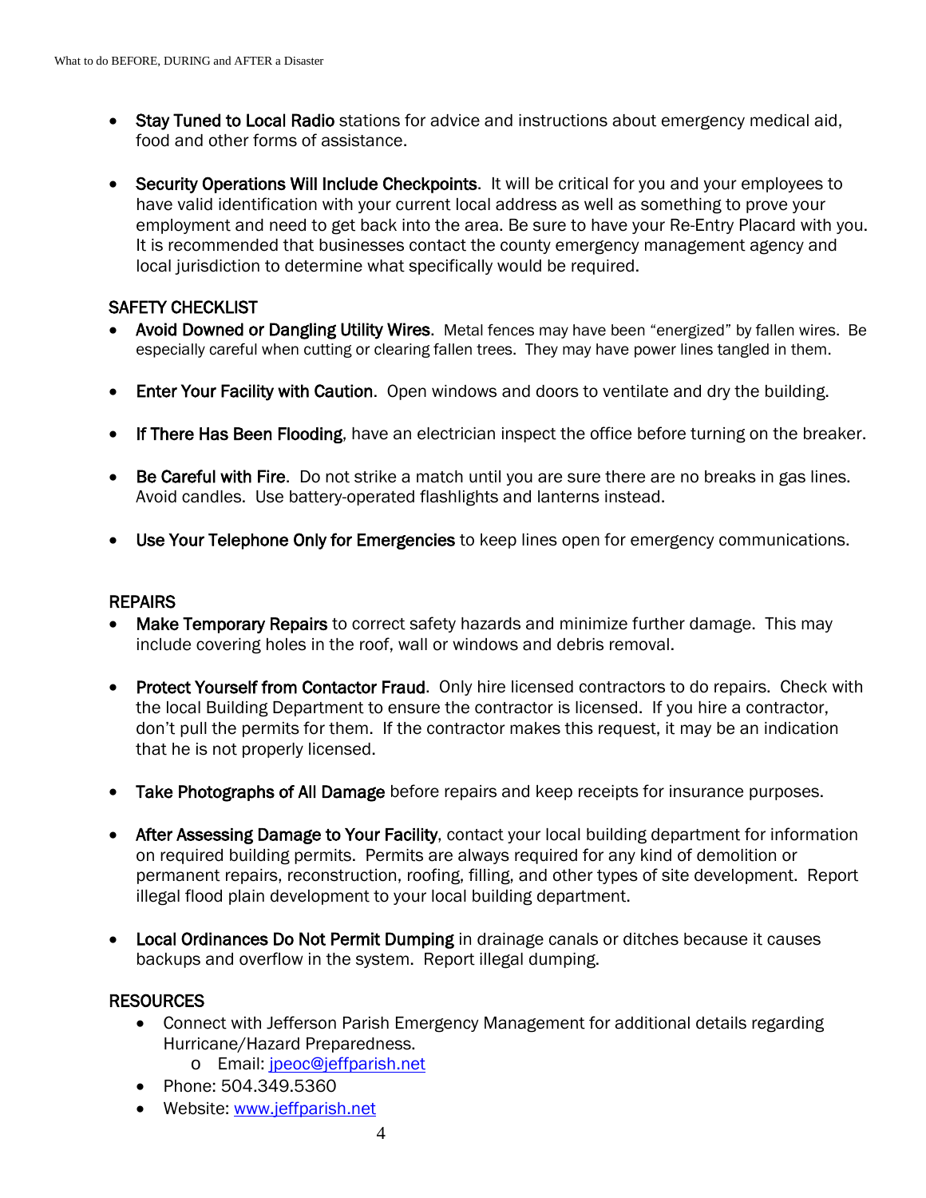- **Stay Tuned to Local Radio** stations for advice and instructions about emergency medical aid, food and other forms of assistance.

- **Security Operations Will Include Checkpoints**. It will be critical for you and your employees to have valid identification with your current local address as well as something to prove your employment and need to get back into the area. Be sure to have your Re-Entry Placard with you. It is recommended that businesses contact the county emergency management agency and local jurisdiction to determine what specifically would be required.

## SAFETY CHECKLIST

- **Avoid Downed or Dangling Utility Wires**. Metal fences may have been "energized" by fallen wires. Be especially careful when cutting or clearing fallen trees. They may have power lines tangled in them.

- **Enter Your Facility with Caution**. Open windows and doors to ventilate and dry the building.

- **If There Has Been Flooding**, have an electrician inspect the office before turning on the breaker.

- **Be Careful with Fire**. Do not strike a match until you are sure there are no breaks in gas lines. Avoid candles. Use battery-operated flashlights and lanterns instead.

- **Use Your Telephone Only for Emergencies** to keep lines open for emergency communications.

## REPAIRS

- **Make Temporary Repairs** to correct safety hazards and minimize further damage. This may include covering holes in the roof, wall or windows and debris removal.

- **Protect Yourself from Contactor Fraud**. Only hire licensed contractors to do repairs. Check with the local Building Department to ensure the contractor is licensed. If you hire a contractor, don't pull the permits for them. If the contractor makes this request, it may be an indication that he is not properly licensed.

- **Take Photographs of All Damage** before repairs and keep receipts for insurance purposes.

- **After Assessing Damage to Your Facility**, contact your local building department for information on required building permits. Permits are always required for any kind of demolition or permanent repairs, reconstruction, roofing, filling, and other types of site development. Report illegal flood plain development to your local building department.

- **Local Ordinances Do Not Permit Dumping** in drainage canals or ditches because it causes backups and overflow in the system. Report illegal dumping.

## RESOURCES

- Connect with Jefferson Parish Emergency Management for additional details regarding Hurricane/Hazard Preparedness.
  - Email: jpeoc@jeffparish.net
- Phone: 504.349.5360
- Website: www.jeffparish.net